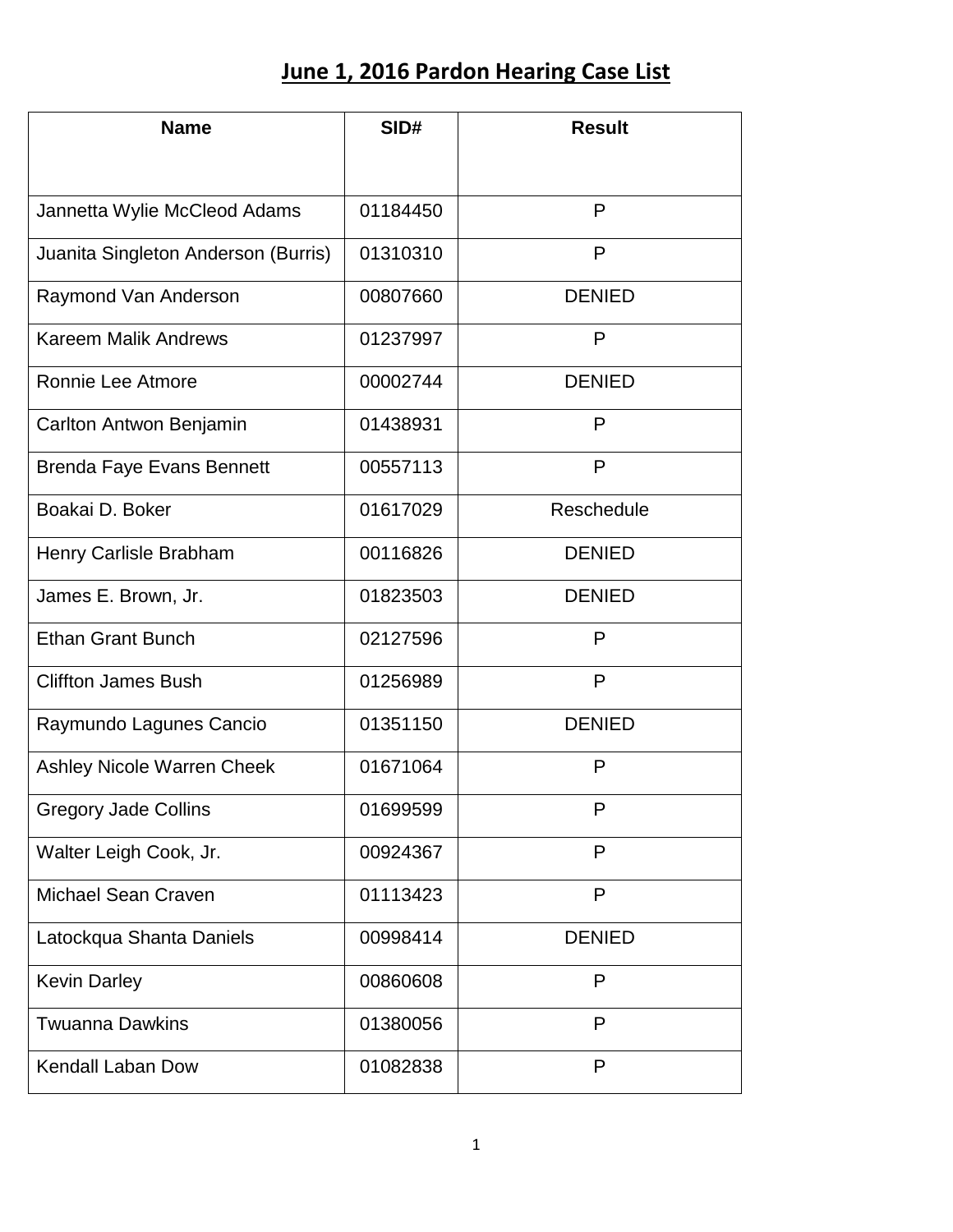# June 1, 2016 Pardon Hearing Case List

| Name | SID# | Result |
|---|---|---|
| Jannetta Wylie McCleod Adams | 01184450 | P |
| Juanita Singleton Anderson (Burris) | 01310310 | P |
| Raymond Van Anderson | 00807660 | DENIED |
| Kareem Malik Andrews | 01237997 | P |
| Ronnie Lee Atmore | 00002744 | DENIED |
| Carlton Antwon Benjamin | 01438931 | P |
| Brenda Faye Evans Bennett | 00557113 | P |
| Boakai D. Boker | 01617029 | Reschedule |
| Henry Carlisle Brabham | 00116826 | DENIED |
| James E. Brown, Jr. | 01823503 | DENIED |
| Ethan Grant Bunch | 02127596 | P |
| Cliffton James Bush | 01256989 | P |
| Raymundo Lagunes Cancio | 01351150 | DENIED |
| Ashley Nicole Warren Cheek | 01671064 | P |
| Gregory Jade Collins | 01699599 | P |
| Walter Leigh Cook, Jr. | 00924367 | P |
| Michael Sean Craven | 01113423 | P |
| Latockqua Shanta Daniels | 00998414 | DENIED |
| Kevin Darley | 00860608 | P |
| Twuanna Dawkins | 01380056 | P |
| Kendall Laban Dow | 01082838 | P |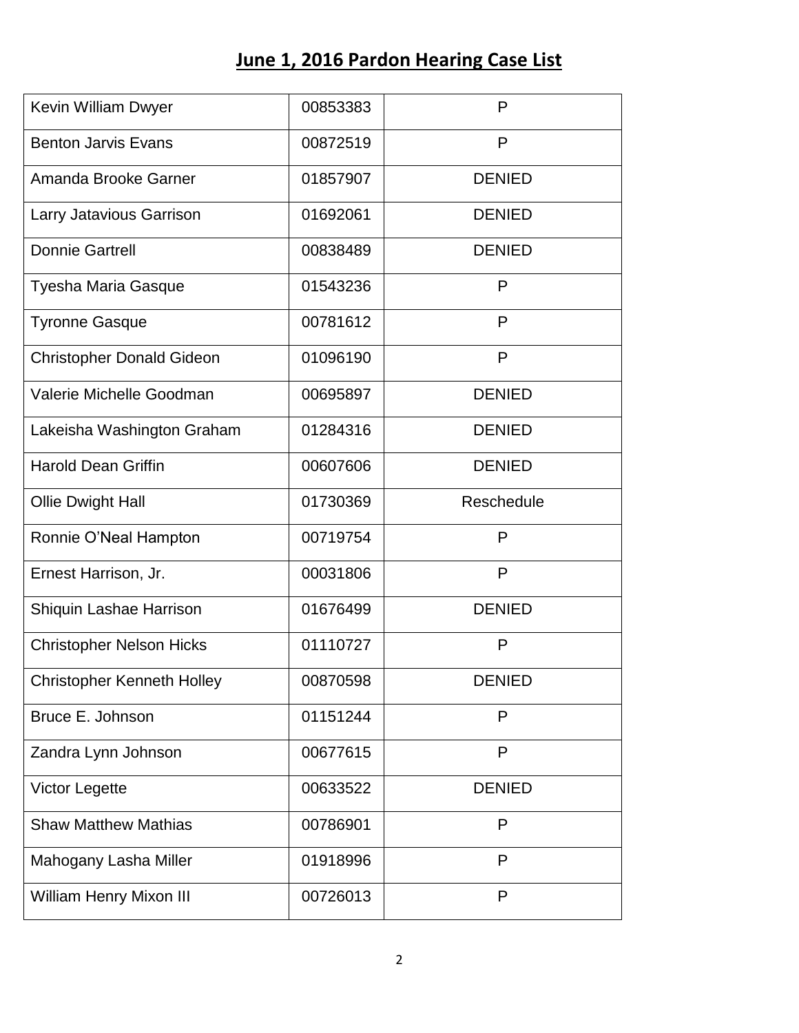## June 1, 2016 Pardon Hearing Case List

| | | |
|---|---|---|
| Kevin William Dwyer | 00853383 | P |
| Benton Jarvis Evans | 00872519 | P |
| Amanda Brooke Garner | 01857907 | DENIED |
| Larry Jatavious Garrison | 01692061 | DENIED |
| Donnie Gartrell | 00838489 | DENIED |
| Tyesha Maria Gasque | 01543236 | P |
| Tyronne Gasque | 00781612 | P |
| Christopher Donald Gideon | 01096190 | P |
| Valerie Michelle Goodman | 00695897 | DENIED |
| Lakeisha Washington Graham | 01284316 | DENIED |
| Harold Dean Griffin | 00607606 | DENIED |
| Ollie Dwight Hall | 01730369 | Reschedule |
| Ronnie O'Neal Hampton | 00719754 | P |
| Ernest Harrison, Jr. | 00031806 | P |
| Shiquin Lashae Harrison | 01676499 | DENIED |
| Christopher Nelson Hicks | 01110727 | P |
| Christopher Kenneth Holley | 00870598 | DENIED |
| Bruce E. Johnson | 01151244 | P |
| Zandra Lynn Johnson | 00677615 | P |
| Victor Legette | 00633522 | DENIED |
| Shaw Matthew Mathias | 00786901 | P |
| Mahogany Lasha Miller | 01918996 | P |
| William Henry Mixon III | 00726013 | P |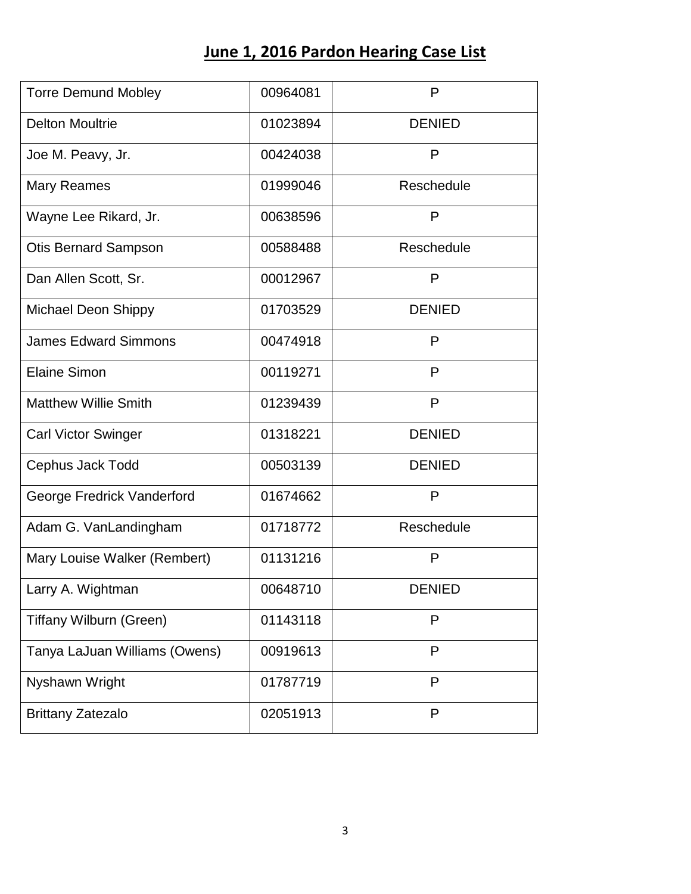## June 1, 2016 Pardon Hearing Case List

| | | |
|---|---|---|
| Torre Demund Mobley | 00964081 | P |
| Delton Moultrie | 01023894 | DENIED |
| Joe M. Peavy, Jr. | 00424038 | P |
| Mary Reames | 01999046 | Reschedule |
| Wayne Lee Rikard, Jr. | 00638596 | P |
| Otis Bernard Sampson | 00588488 | Reschedule |
| Dan Allen Scott, Sr. | 00012967 | P |
| Michael Deon Shippy | 01703529 | DENIED |
| James Edward Simmons | 00474918 | P |
| Elaine Simon | 00119271 | P |
| Matthew Willie Smith | 01239439 | P |
| Carl Victor Swinger | 01318221 | DENIED |
| Cephus Jack Todd | 00503139 | DENIED |
| George Fredrick Vanderford | 01674662 | P |
| Adam G. VanLandingham | 01718772 | Reschedule |
| Mary Louise Walker (Rembert) | 01131216 | P |
| Larry A. Wightman | 00648710 | DENIED |
| Tiffany Wilburn (Green) | 01143118 | P |
| Tanya LaJuan Williams (Owens) | 00919613 | P |
| Nyshawn Wright | 01787719 | P |
| Brittany Zatezalo | 02051913 | P |